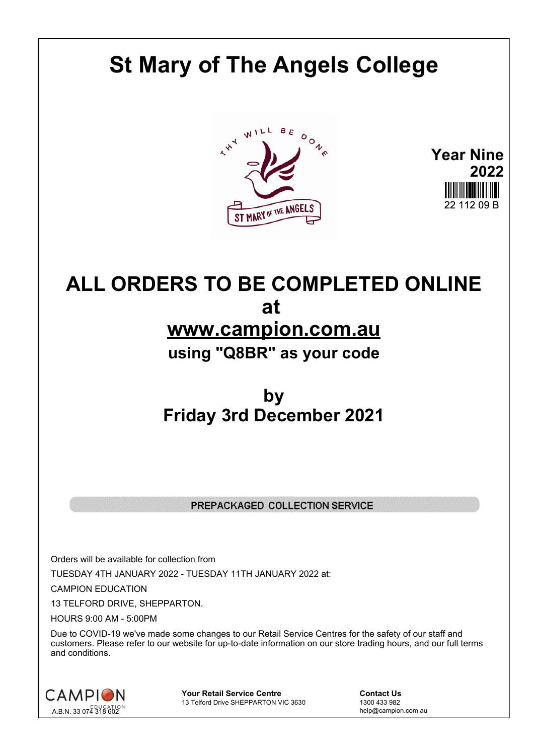# St Mary of The Angels College

**Year Nine 2022**

22 112 09 B

## ALL ORDERS TO BE COMPLETED ONLINE at [www.campion.com.au](http://www.campion.com.au) using "Q8BR" as your code

## by Friday 3rd December 2021

PREPACKAGED COLLECTION SERVICE

Orders will be available for collection from

TUESDAY 4TH JANUARY 2022 - TUESDAY 11TH JANUARY 2022 at:

CAMPION EDUCATION

13 TELFORD DRIVE, SHEPPARTON.

HOURS 9:00 AM - 5:00PM

Due to COVID-19 we've made some changes to our Retail Service Centres for the safety of our staff and customers. Please refer to our website for up-to-date information on our store trading hours, and our full terms and conditions.

CAMPION EDUCATION
A.B.N. 33 074 318 602

**Your Retail Service Centre**
13 Telford Drive SHEPPARTON VIC 3630

**Contact Us**
1300 433 982
help@campion.com.au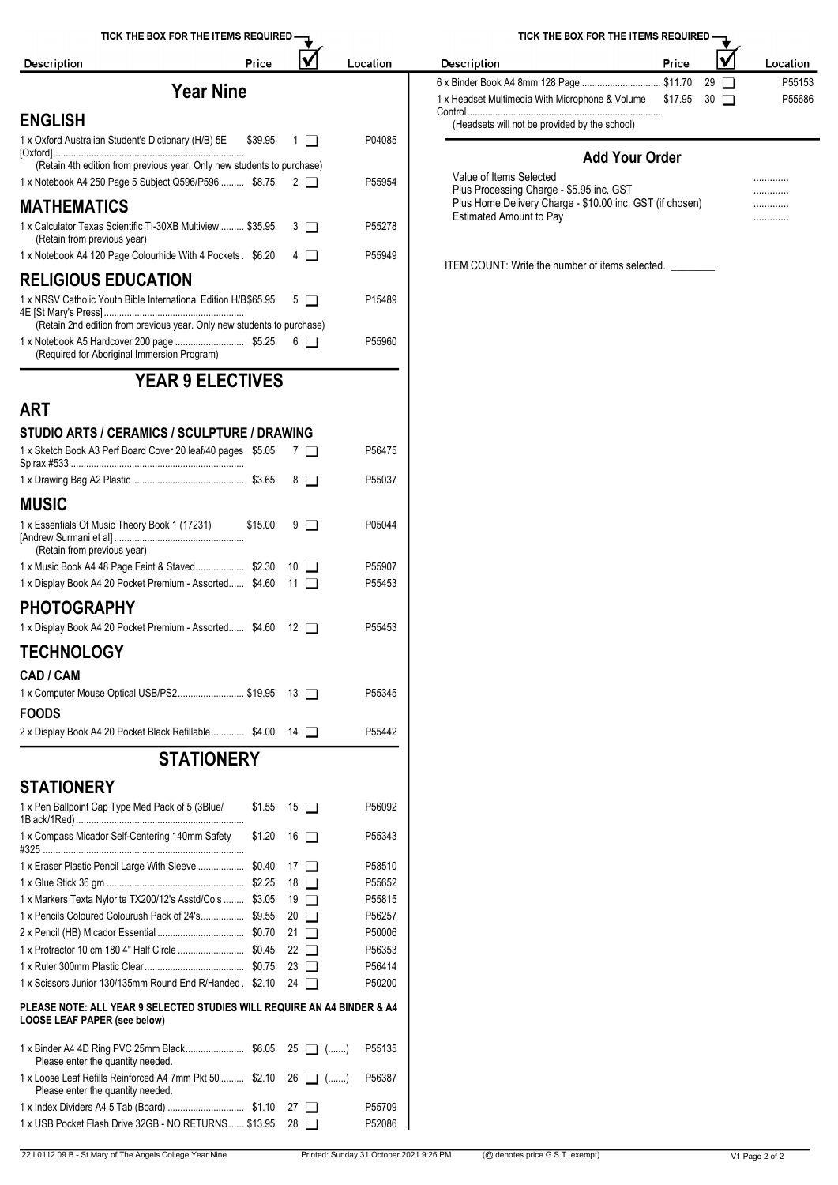TICK THE BOX FOR THE ITEMS REQUIRED

# Year Nine

| Description | Price | ☑ | Location |
|---|---|---|---|
| **ENGLISH** | | | |
| 1 x Oxford Australian Student's Dictionary (H/B) 5E [Oxford] (Retain 4th edition from previous year. Only new students to purchase) | $39.95 | 1 ❑ | P04085 |
| 1 x Notebook A4 250 Page 5 Subject Q596/P596 | $8.75 | 2 ❑ | P55954 |
| **MATHEMATICS** | | | |
| 1 x Calculator Texas Scientific TI-30XB Multiview (Retain from previous year) | $35.95 | 3 ❑ | P55278 |
| 1 x Notebook A4 120 Page Colourhide With 4 Pockets | $6.20 | 4 ❑ | P55949 |
| **RELIGIOUS EDUCATION** | | | |
| 1 x NRSV Catholic Youth Bible International Edition H/B 4E [St Mary's Press] (Retain 2nd edition from previous year. Only new students to purchase) | $65.95 | 5 ❑ | P15489 |
| 1 x Notebook A5 Hardcover 200 page (Required for Aboriginal Immersion Program) | $5.25 | 6 ❑ | P55960 |

## YEAR 9 ELECTIVES

| Description | Price | ☑ | Location |
|---|---|---|---|
| **ART** | | | |
| **STUDIO ARTS / CERAMICS / SCULPTURE / DRAWING** | | | |
| 1 x Sketch Book A3 Perf Board Cover 20 leaf/40 pages Spirax #533 | $5.05 | 7 ❑ | P56475 |
| 1 x Drawing Bag A2 Plastic | $3.65 | 8 ❑ | P55037 |
| **MUSIC** | | | |
| 1 x Essentials Of Music Theory Book 1 (17231) [Andrew Surmani et al] (Retain from previous year) | $15.00 | 9 ❑ | P05044 |
| 1 x Music Book A4 48 Page Feint & Staved | $2.30 | 10 ❑ | P55907 |
| 1 x Display Book A4 20 Pocket Premium - Assorted | $4.60 | 11 ❑ | P55453 |
| **PHOTOGRAPHY** | | | |
| 1 x Display Book A4 20 Pocket Premium - Assorted | $4.60 | 12 ❑ | P55453 |
| **TECHNOLOGY** | | | |
| **CAD / CAM** | | | |
| 1 x Computer Mouse Optical USB/PS2 | $19.95 | 13 ❑ | P55345 |
| **FOODS** | | | |
| 2 x Display Book A4 20 Pocket Black Refillable | $4.00 | 14 ❑ | P55442 |

## STATIONERY

| Description | Price | ☑ | Location |
|---|---|---|---|
| **STATIONERY** | | | |
| 1 x Pen Ballpoint Cap Type Med Pack of 5 (3Blue/1Black/1Red) | $1.55 | 15 ❑ | P56092 |
| 1 x Compass Micador Self-Centering 140mm Safety #325 | $1.20 | 16 ❑ | P55343 |
| 1 x Eraser Plastic Pencil Large With Sleeve | $0.40 | 17 ❑ | P58510 |
| 1 x Glue Stick 36 gm | $2.25 | 18 ❑ | P55652 |
| 1 x Markers Texta Nylorite TX200/12's Asstd/Cols | $3.05 | 19 ❑ | P55815 |
| 1 x Pencils Coloured Colourush Pack of 24's | $9.55 | 20 ❑ | P56257 |
| 2 x Pencil (HB) Micador Essential | $0.70 | 21 ❑ | P50006 |
| 1 x Protractor 10 cm 180 4" Half Circle | $0.45 | 22 ❑ | P56353 |
| 1 x Ruler 300mm Plastic Clear | $0.75 | 23 ❑ | P56414 |
| 1 x Scissors Junior 130/135mm Round End R/Handed | $2.10 | 24 ❑ | P50200 |

**PLEASE NOTE: ALL YEAR 9 SELECTED STUDIES WILL REQUIRE AN A4 BINDER & A4 LOOSE LEAF PAPER (see below)**

| Description | Price | ☑ | Location |
|---|---|---|---|
| 1 x Binder A4 4D Ring PVC 25mm Black (Please enter the quantity needed.) | $6.05 | 25 ❑ (.......) | P55135 |
| 1 x Loose Leaf Refills Reinforced A4 7mm Pkt 50 (Please enter the quantity needed.) | $2.10 | 26 ❑ (.......) | P56387 |
| 1 x Index Dividers A4 5 Tab (Board) | $1.10 | 27 ❑ | P55709 |
| 1 x USB Pocket Flash Drive 32GB - NO RETURNS | $13.95 | 28 ❑ | P52086 |
| 6 x Binder Book A4 8mm 128 Page | $11.70 | 29 ❑ | P55153 |
| 1 x Headset Multimedia With Microphone & Volume Control (Headsets will not be provided by the school) | $17.95 | 30 ❑ | P55686 |

## Add Your Order

| | |
|---|---|
| Value of Items Selected | ............ |
| Plus Processing Charge - $5.95 inc. GST | ............ |
| Plus Home Delivery Charge - $10.00 inc. GST (if chosen) | ............ |
| Estimated Amount to Pay | ............ |

ITEM COUNT: Write the number of items selected. ________

22 L0112 09 B - St Mary of The Angels College Year Nine    Printed: Sunday 31 October 2021 9:26 PM    (@ denotes price G.S.T. exempt)